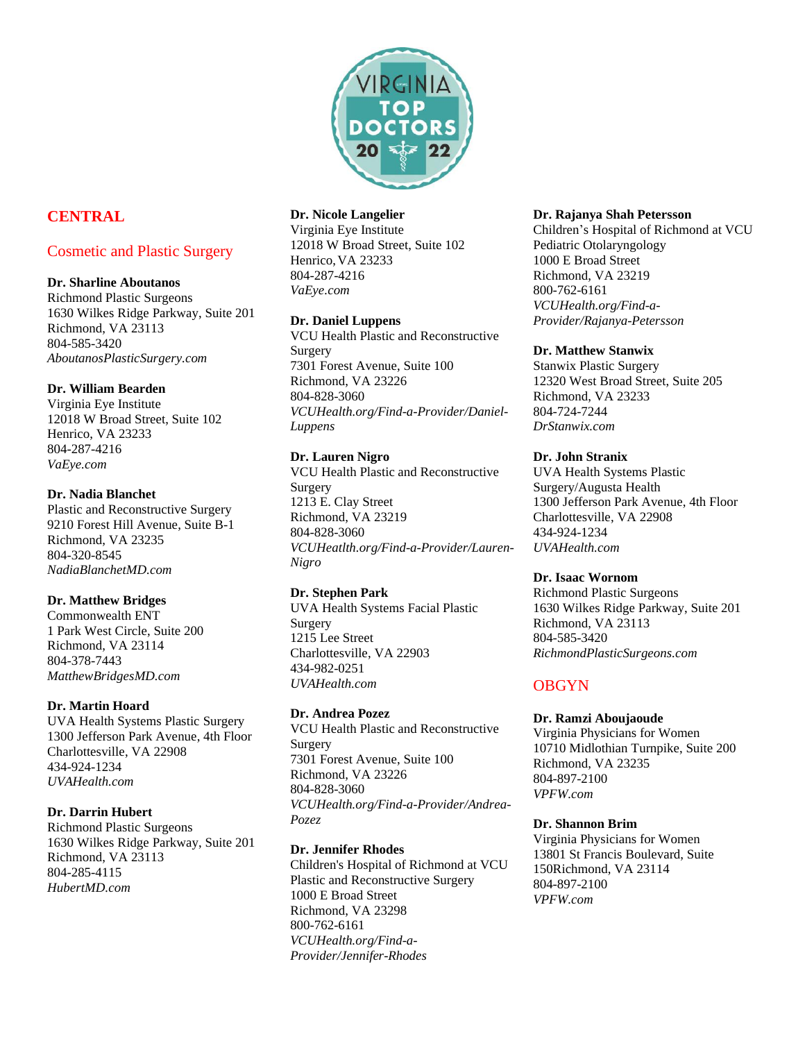# CENTRAL

## Cosmetic and Plastic Surgery

**Dr. Sharline Aboutanos**
Richmond Plastic Surgeons
1630 Wilkes Ridge Parkway, Suite 201
Richmond, VA 23113
804-585-3420
*AboutanosPlasticSurgery.com*

**Dr. William Bearden**
Virginia Eye Institute
12018 W Broad Street, Suite 102
Henrico, VA 23233
804-287-4216
*VaEye.com*

**Dr. Nadia Blanchet**
Plastic and Reconstructive Surgery
9210 Forest Hill Avenue, Suite B-1
Richmond, VA 23235
804-320-8545
*NadiaBlanchetMD.com*

**Dr. Matthew Bridges**
Commonwealth ENT
1 Park West Circle, Suite 200
Richmond, VA 23114
804-378-7443
*MatthewBridgesMD.com*

**Dr. Martin Hoard**
UVA Health Systems Plastic Surgery
1300 Jefferson Park Avenue, 4th Floor
Charlottesville, VA 22908
434-924-1234
*UVAHealth.com*

**Dr. Darrin Hubert**
Richmond Plastic Surgeons
1630 Wilkes Ridge Parkway, Suite 201
Richmond, VA 23113
804-285-4115
*HubertMD.com*

**Dr. Nicole Langelier**
Virginia Eye Institute
12018 W Broad Street, Suite 102
Henrico, VA 23233
804-287-4216
*VaEye.com*

**Dr. Daniel Luppens**
VCU Health Plastic and Reconstructive Surgery
7301 Forest Avenue, Suite 100
Richmond, VA 23226
804-828-3060
*VCUHealth.org/Find-a-Provider/Daniel-Luppens*

**Dr. Lauren Nigro**
VCU Health Plastic and Reconstructive Surgery
1213 E. Clay Street
Richmond, VA 23219
804-828-3060
*VCUHeatlth.org/Find-a-Provider/Lauren-Nigro*

**Dr. Stephen Park**
UVA Health Systems Facial Plastic Surgery
1215 Lee Street
Charlottesville, VA 22903
434-982-0251
*UVAHealth.com*

**Dr. Andrea Pozez**
VCU Health Plastic and Reconstructive Surgery
7301 Forest Avenue, Suite 100
Richmond, VA 23226
804-828-3060
*VCUHealth.org/Find-a-Provider/Andrea-Pozez*

**Dr. Jennifer Rhodes**
Children's Hospital of Richmond at VCU Plastic and Reconstructive Surgery
1000 E Broad Street
Richmond, VA 23298
800-762-6161
*VCUHealth.org/Find-a-Provider/Jennifer-Rhodes*

**Dr. Rajanya Shah Petersson**
Children's Hospital of Richmond at VCU Pediatric Otolaryngology
1000 E Broad Street
Richmond, VA 23219
800-762-6161
*VCUHealth.org/Find-a-Provider/Rajanya-Petersson*

**Dr. Matthew Stanwix**
Stanwix Plastic Surgery
12320 West Broad Street, Suite 205
Richmond, VA 23233
804-724-7244
*DrStanwix.com*

**Dr. John Stranix**
UVA Health Systems Plastic Surgery/Augusta Health
1300 Jefferson Park Avenue, 4th Floor
Charlottesville, VA 22908
434-924-1234
*UVAHealth.com*

**Dr. Isaac Wornom**
Richmond Plastic Surgeons
1630 Wilkes Ridge Parkway, Suite 201
Richmond, VA 23113
804-585-3420
*RichmondPlasticSurgeons.com*

## OBGYN

**Dr. Ramzi Aboujaoude**
Virginia Physicians for Women
10710 Midlothian Turnpike, Suite 200
Richmond, VA 23235
804-897-2100
*VPFW.com*

**Dr. Shannon Brim**
Virginia Physicians for Women
13801 St Francis Boulevard, Suite 150Richmond, VA 23114
804-897-2100
*VPFW.com*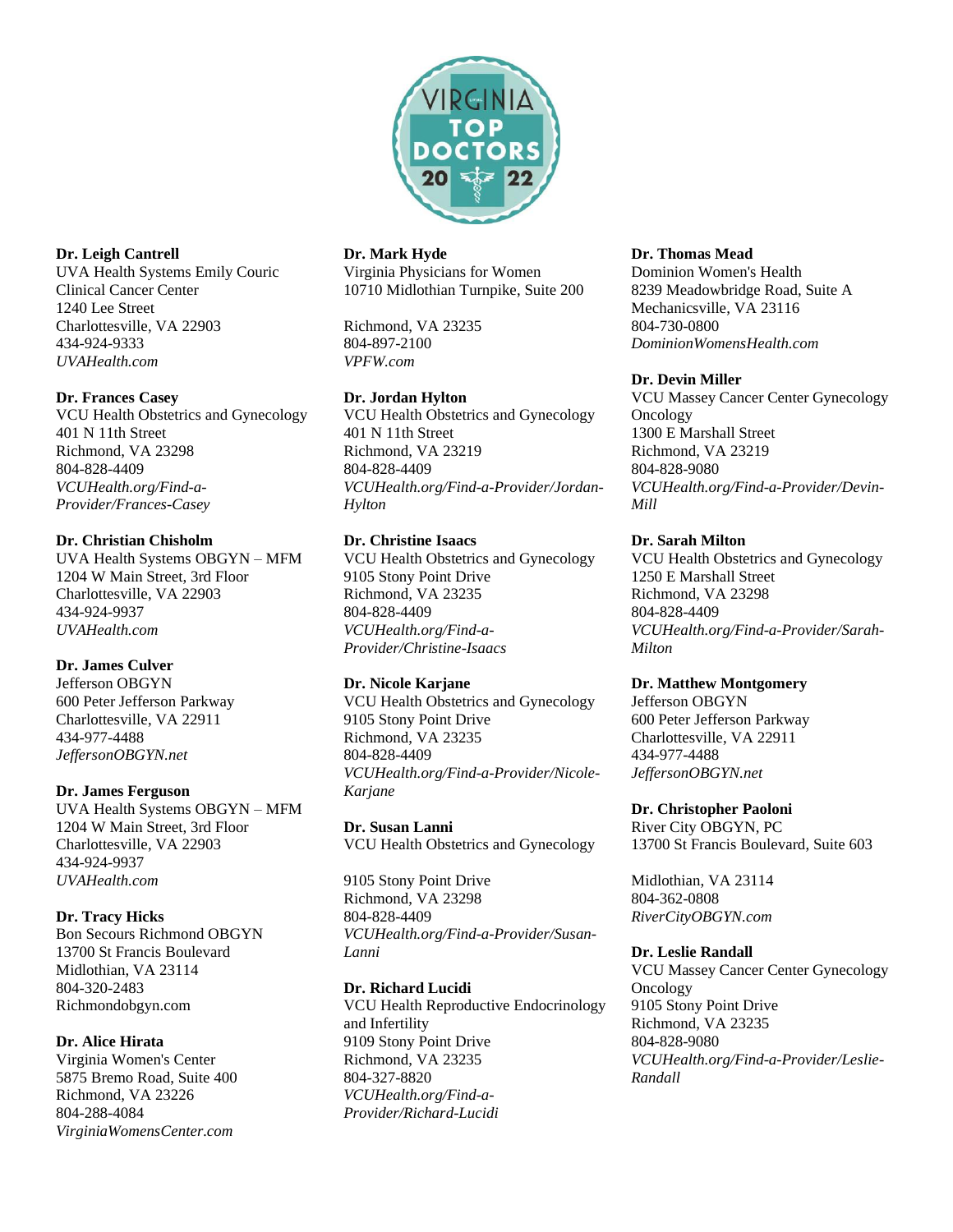**Dr. Leigh Cantrell**
UVA Health Systems Emily Couric Clinical Cancer Center
1240 Lee Street
Charlottesville, VA 22903
434-924-9333
*UVAHealth.com*

**Dr. Frances Casey**
VCU Health Obstetrics and Gynecology
401 N 11th Street
Richmond, VA 23298
804-828-4409
*VCUHealth.org/Find-a-Provider/Frances-Casey*

**Dr. Christian Chisholm**
UVA Health Systems OBGYN – MFM
1204 W Main Street, 3rd Floor
Charlottesville, VA 22903
434-924-9937
*UVAHealth.com*

**Dr. James Culver**
Jefferson OBGYN
600 Peter Jefferson Parkway
Charlottesville, VA 22911
434-977-4488
*JeffersonOBGYN.net*

**Dr. James Ferguson**
UVA Health Systems OBGYN – MFM
1204 W Main Street, 3rd Floor
Charlottesville, VA 22903
434-924-9937
*UVAHealth.com*

**Dr. Tracy Hicks**
Bon Secours Richmond OBGYN
13700 St Francis Boulevard
Midlothian, VA 23114
804-320-2483
Richmondobgyn.com

**Dr. Alice Hirata**
Virginia Women's Center
5875 Bremo Road, Suite 400
Richmond, VA 23226
804-288-4084
*VirginiaWomensCenter.com*

**Dr. Mark Hyde**
Virginia Physicians for Women
10710 Midlothian Turnpike, Suite 200
Richmond, VA 23235
804-897-2100
*VPFW.com*

**Dr. Jordan Hylton**
VCU Health Obstetrics and Gynecology
401 N 11th Street
Richmond, VA 23219
804-828-4409
*VCUHealth.org/Find-a-Provider/Jordan-Hylton*

**Dr. Christine Isaacs**
VCU Health Obstetrics and Gynecology
9105 Stony Point Drive
Richmond, VA 23235
804-828-4409
*VCUHealth.org/Find-a-Provider/Christine-Isaacs*

**Dr. Nicole Karjane**
VCU Health Obstetrics and Gynecology
9105 Stony Point Drive
Richmond, VA 23235
804-828-4409
*VCUHealth.org/Find-a-Provider/Nicole-Karjane*

**Dr. Susan Lanni**
VCU Health Obstetrics and Gynecology
9105 Stony Point Drive
Richmond, VA 23298
804-828-4409
*VCUHealth.org/Find-a-Provider/Susan-Lanni*

**Dr. Richard Lucidi**
VCU Health Reproductive Endocrinology and Infertility
9109 Stony Point Drive
Richmond, VA 23235
804-327-8820
*VCUHealth.org/Find-a-Provider/Richard-Lucidi*

**Dr. Thomas Mead**
Dominion Women's Health
8239 Meadowbridge Road, Suite A
Mechanicsville, VA 23116
804-730-0800
*DominionWomensHealth.com*

**Dr. Devin Miller**
VCU Massey Cancer Center Gynecology Oncology
1300 E Marshall Street
Richmond, VA 23219
804-828-9080
*VCUHealth.org/Find-a-Provider/Devin-Mill*

**Dr. Sarah Milton**
VCU Health Obstetrics and Gynecology
1250 E Marshall Street
Richmond, VA 23298
804-828-4409
*VCUHealth.org/Find-a-Provider/Sarah-Milton*

**Dr. Matthew Montgomery**
Jefferson OBGYN
600 Peter Jefferson Parkway
Charlottesville, VA 22911
434-977-4488
*JeffersonOBGYN.net*

**Dr. Christopher Paoloni**
River City OBGYN, PC
13700 St Francis Boulevard, Suite 603
Midlothian, VA 23114
804-362-0808
*RiverCityOBGYN.com*

**Dr. Leslie Randall**
VCU Massey Cancer Center Gynecology Oncology
9105 Stony Point Drive
Richmond, VA 23235
804-828-9080
*VCUHealth.org/Find-a-Provider/Leslie-Randall*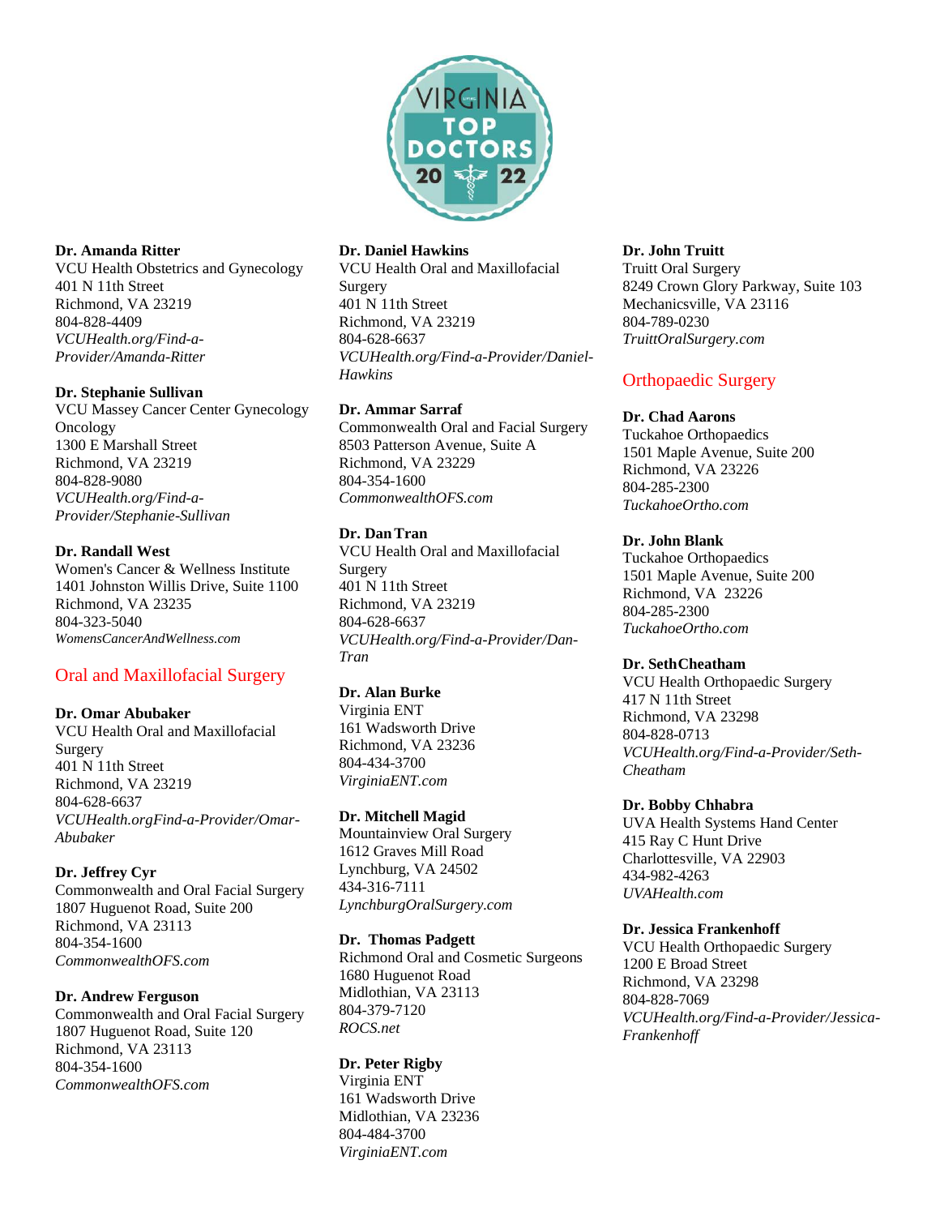**Dr. Amanda Ritter**
VCU Health Obstetrics and Gynecology
401 N 11th Street
Richmond, VA 23219
804-828-4409
*VCUHealth.org/Find-a-Provider/Amanda-Ritter*

**Dr. Stephanie Sullivan**
VCU Massey Cancer Center Gynecology Oncology
1300 E Marshall Street
Richmond, VA 23219
804-828-9080
*VCUHealth.org/Find-a-Provider/Stephanie-Sullivan*

**Dr. Randall West**
Women's Cancer & Wellness Institute
1401 Johnston Willis Drive, Suite 1100
Richmond, VA 23235
804-323-5040
*WomensCancerAndWellness.com*

## Oral and Maxillofacial Surgery

**Dr. Omar Abubaker**
VCU Health Oral and Maxillofacial Surgery
401 N 11th Street
Richmond, VA 23219
804-628-6637
*VCUHealth.orgFind-a-Provider/Omar-Abubaker*

**Dr. Jeffrey Cyr**
Commonwealth and Oral Facial Surgery
1807 Huguenot Road, Suite 200
Richmond, VA 23113
804-354-1600
*CommonwealthOFS.com*

**Dr. Andrew Ferguson**
Commonwealth and Oral Facial Surgery
1807 Huguenot Road, Suite 120
Richmond, VA 23113
804-354-1600
*CommonwealthOFS.com*

**Dr. Daniel Hawkins**
VCU Health Oral and Maxillofacial Surgery
401 N 11th Street
Richmond, VA 23219
804-628-6637
*VCUHealth.org/Find-a-Provider/Daniel-Hawkins*

**Dr. Ammar Sarraf**
Commonwealth Oral and Facial Surgery
8503 Patterson Avenue, Suite A
Richmond, VA 23229
804-354-1600
*CommonwealthOFS.com*

**Dr. Dan Tran**
VCU Health Oral and Maxillofacial Surgery
401 N 11th Street
Richmond, VA 23219
804-628-6637
*VCUHealth.org/Find-a-Provider/Dan-Tran*

**Dr. Alan Burke**
Virginia ENT
161 Wadsworth Drive
Richmond, VA 23236
804-434-3700
*VirginiaENT.com*

**Dr. Mitchell Magid**
Mountainview Oral Surgery
1612 Graves Mill Road
Lynchburg, VA 24502
434-316-7111
*LynchburgOralSurgery.com*

**Dr. Thomas Padgett**
Richmond Oral and Cosmetic Surgeons
1680 Huguenot Road
Midlothian, VA 23113
804-379-7120
*ROCS.net*

**Dr. Peter Rigby**
Virginia ENT
161 Wadsworth Drive
Midlothian, VA 23236
804-484-3700
*VirginiaENT.com*

**Dr. John Truitt**
Truitt Oral Surgery
8249 Crown Glory Parkway, Suite 103
Mechanicsville, VA 23116
804-789-0230
*TruittOralSurgery.com*

## Orthopaedic Surgery

**Dr. Chad Aarons**
Tuckahoe Orthopaedics
1501 Maple Avenue, Suite 200
Richmond, VA 23226
804-285-2300
*TuckahoeOrtho.com*

**Dr. John Blank**
Tuckahoe Orthopaedics
1501 Maple Avenue, Suite 200
Richmond, VA 23226
804-285-2300
*TuckahoeOrtho.com*

**Dr. SethCheatham**
VCU Health Orthopaedic Surgery
417 N 11th Street
Richmond, VA 23298
804-828-0713
*VCUHealth.org/Find-a-Provider/Seth-Cheatham*

**Dr. Bobby Chhabra**
UVA Health Systems Hand Center
415 Ray C Hunt Drive
Charlottesville, VA 22903
434-982-4263
*UVAHealth.com*

**Dr. Jessica Frankenhoff**
VCU Health Orthopaedic Surgery
1200 E Broad Street
Richmond, VA 23298
804-828-7069
*VCUHealth.org/Find-a-Provider/Jessica-Frankenhoff*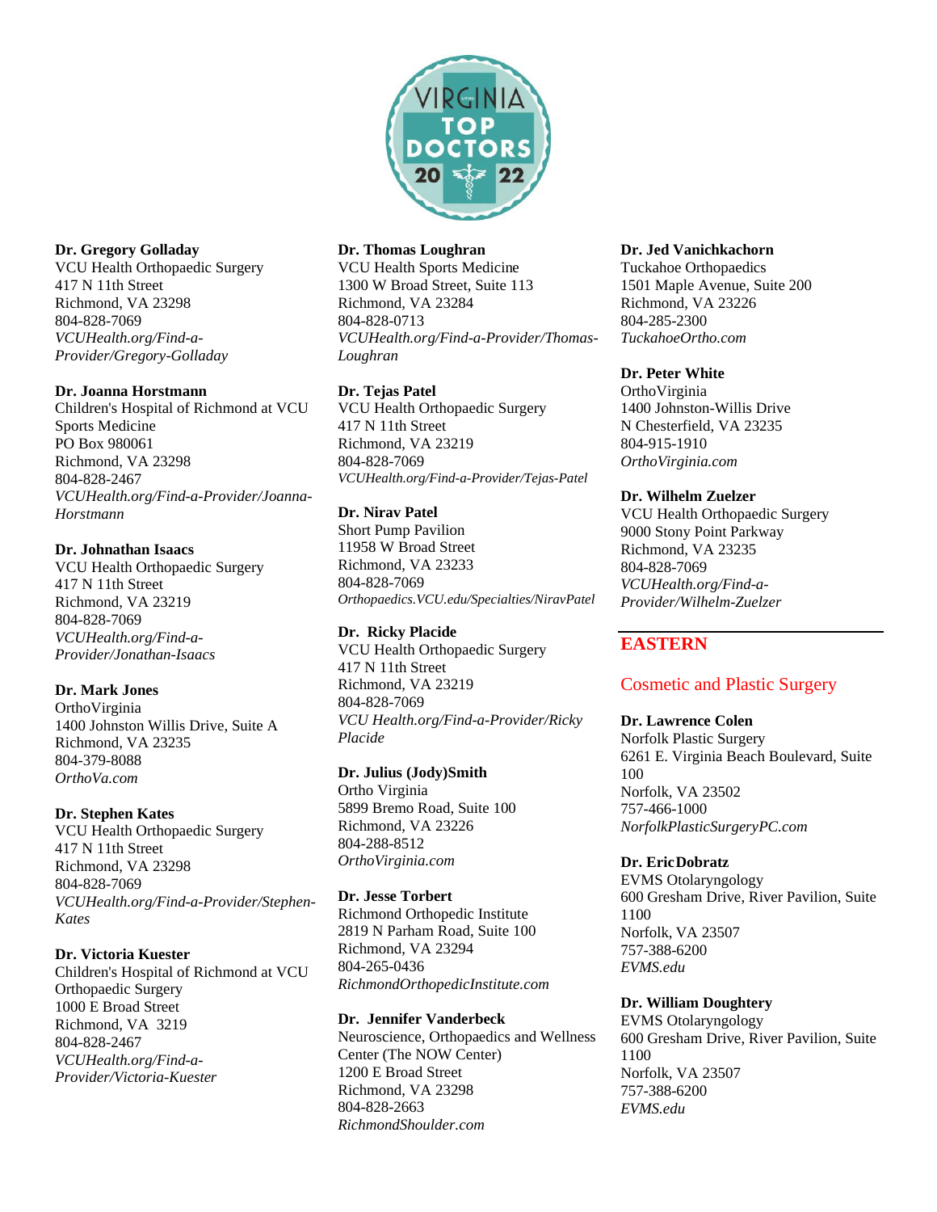**Dr. Gregory Golladay**
VCU Health Orthopaedic Surgery
417 N 11th Street
Richmond, VA 23298
804-828-7069
*VCUHealth.org/Find-a-Provider/Gregory-Golladay*

**Dr. Joanna Horstmann**
Children's Hospital of Richmond at VCU Sports Medicine
PO Box 980061
Richmond, VA 23298
804-828-2467
*VCUHealth.org/Find-a-Provider/Joanna-Horstmann*

**Dr. Johnathan Isaacs**
VCU Health Orthopaedic Surgery
417 N 11th Street
Richmond, VA 23219
804-828-7069
*VCUHealth.org/Find-a-Provider/Jonathan-Isaacs*

**Dr. Mark Jones**
OrthoVirginia
1400 Johnston Willis Drive, Suite A
Richmond, VA 23235
804-379-8088
*OrthoVa.com*

**Dr. Stephen Kates**
VCU Health Orthopaedic Surgery
417 N 11th Street
Richmond, VA 23298
804-828-7069
*VCUHealth.org/Find-a-Provider/Stephen-Kates*

**Dr. Victoria Kuester**
Children's Hospital of Richmond at VCU Orthopaedic Surgery
1000 E Broad Street
Richmond, VA 3219
804-828-2467
*VCUHealth.org/Find-a-Provider/Victoria-Kuester*

**Dr. Thomas Loughran**
VCU Health Sports Medicine
1300 W Broad Street, Suite 113
Richmond, VA 23284
804-828-0713
*VCUHealth.org/Find-a-Provider/Thomas-Loughran*

**Dr. Tejas Patel**
VCU Health Orthopaedic Surgery
417 N 11th Street
Richmond, VA 23219
804-828-7069
*VCUHealth.org/Find-a-Provider/Tejas-Patel*

**Dr. Nirav Patel**
Short Pump Pavilion
11958 W Broad Street
Richmond, VA 23233
804-828-7069
*Orthopaedics.VCU.edu/Specialties/NiravPatel*

**Dr. Ricky Placide**
VCU Health Orthopaedic Surgery
417 N 11th Street
Richmond, VA 23219
804-828-7069
*VCU Health.org/Find-a-Provider/Ricky Placide*

**Dr. Julius (Jody)Smith**
Ortho Virginia
5899 Bremo Road, Suite 100
Richmond, VA 23226
804-288-8512
*OrthoVirginia.com*

**Dr. Jesse Torbert**
Richmond Orthopedic Institute
2819 N Parham Road, Suite 100
Richmond, VA 23294
804-265-0436
*RichmondOrthopedicInstitute.com*

**Dr. Jennifer Vanderbeck**
Neuroscience, Orthopaedics and Wellness Center (The NOW Center)
1200 E Broad Street
Richmond, VA 23298
804-828-2663
*RichmondShoulder.com*

**Dr. Jed Vanichkachorn**
Tuckahoe Orthopaedics
1501 Maple Avenue, Suite 200
Richmond, VA 23226
804-285-2300
*TuckahoeOrtho.com*

**Dr. Peter White**
OrthoVirginia
1400 Johnston-Willis Drive
N Chesterfield, VA 23235
804-915-1910
*OrthoVirginia.com*

**Dr. Wilhelm Zuelzer**
VCU Health Orthopaedic Surgery
9000 Stony Point Parkway
Richmond, VA 23235
804-828-7069
*VCUHealth.org/Find-a-Provider/Wilhelm-Zuelzer*

## EASTERN

### Cosmetic and Plastic Surgery

**Dr. Lawrence Colen**
Norfolk Plastic Surgery
6261 E. Virginia Beach Boulevard, Suite 100
Norfolk, VA 23502
757-466-1000
*NorfolkPlasticSurgeryPC.com*

**Dr. Eric Dobratz**
EVMS Otolaryngology
600 Gresham Drive, River Pavilion, Suite 1100
Norfolk, VA 23507
757-388-6200
*EVMS.edu*

**Dr. William Doughtery**
EVMS Otolaryngology
600 Gresham Drive, River Pavilion, Suite 1100
Norfolk, VA 23507
757-388-6200
*EVMS.edu*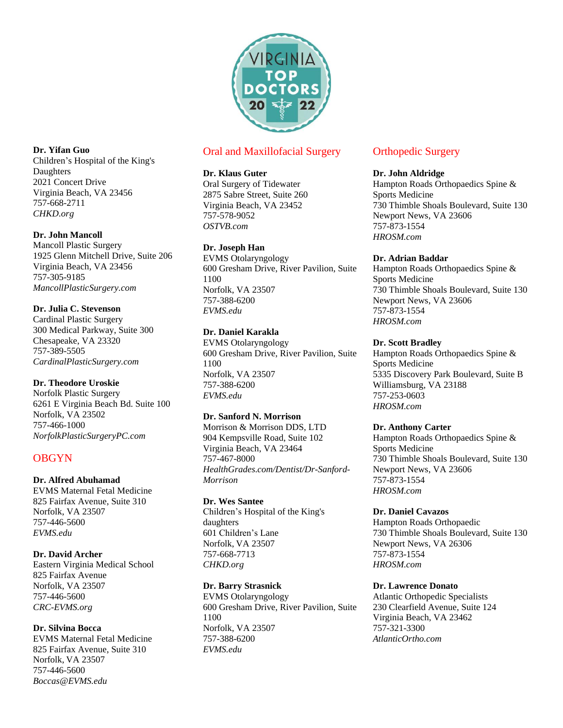**Dr. Yifan Guo**
Children's Hospital of the King's Daughters
2021 Concert Drive
Virginia Beach, VA 23456
757-668-2711
*CHKD.org*

**Dr. John Mancoll**
Mancoll Plastic Surgery
1925 Glenn Mitchell Drive, Suite 206
Virginia Beach, VA 23456
757-305-9185
*MancollPlasticSurgery.com*

**Dr. Julia C. Stevenson**
Cardinal Plastic Surgery
300 Medical Parkway, Suite 300
Chesapeake, VA 23320
757-389-5505
*CardinalPlasticSurgery.com*

**Dr. Theodore Uroskie**
Norfolk Plastic Surgery
6261 E Virginia Beach Bd. Suite 100
Norfolk, VA 23502
757-466-1000
*NorfolkPlasticSurgeryPC.com*

## OBGYN

**Dr. Alfred Abuhamad**
EVMS Maternal Fetal Medicine
825 Fairfax Avenue, Suite 310
Norfolk, VA 23507
757-446-5600
*EVMS.edu*

**Dr. David Archer**
Eastern Virginia Medical School
825 Fairfax Avenue
Norfolk, VA 23507
757-446-5600
*CRC-EVMS.org*

**Dr. Silvina Bocca**
EVMS Maternal Fetal Medicine
825 Fairfax Avenue, Suite 310
Norfolk, VA 23507
757-446-5600
*Boccas@EVMS.edu*

## Oral and Maxillofacial Surgery

**Dr. Klaus Guter**
Oral Surgery of Tidewater
2875 Sabre Street, Suite 260
Virginia Beach, VA 23452
757-578-9052
*OSTVB.com*

**Dr. Joseph Han**
EVMS Otolaryngology
600 Gresham Drive, River Pavilion, Suite 1100
Norfolk, VA 23507
757-388-6200
*EVMS.edu*

**Dr. Daniel Karakla**
EVMS Otolaryngology
600 Gresham Drive, River Pavilion, Suite 1100
Norfolk, VA 23507
757-388-6200
*EVMS.edu*

**Dr. Sanford N. Morrison**
Morrison & Morrison DDS, LTD
904 Kempsville Road, Suite 102
Virginia Beach, VA 23464
757-467-8000
*HealthGrades.com/Dentist/Dr-Sanford-Morrison*

**Dr. Wes Santee**
Children's Hospital of the King's daughters
601 Children's Lane
Norfolk, VA 23507
757-668-7713
*CHKD.org*

**Dr. Barry Strasnick**
EVMS Otolaryngology
600 Gresham Drive, River Pavilion, Suite 1100
Norfolk, VA 23507
757-388-6200
*EVMS.edu*

## Orthopedic Surgery

**Dr. John Aldridge**
Hampton Roads Orthopaedics Spine & Sports Medicine
730 Thimble Shoals Boulevard, Suite 130
Newport News, VA 23606
757-873-1554
*HROSM.com*

**Dr. Adrian Baddar**
Hampton Roads Orthopaedics Spine & Sports Medicine
730 Thimble Shoals Boulevard, Suite 130
Newport News, VA 23606
757-873-1554
*HROSM.com*

**Dr. Scott Bradley**
Hampton Roads Orthopaedics Spine & Sports Medicine
5335 Discovery Park Boulevard, Suite B
Williamsburg, VA 23188
757-253-0603
*HROSM.com*

**Dr. Anthony Carter**
Hampton Roads Orthopaedics Spine & Sports Medicine
730 Thimble Shoals Boulevard, Suite 130
Newport News, VA 23606
757-873-1554
*HROSM.com*

**Dr. Daniel Cavazos**
Hampton Roads Orthopaedic
730 Thimble Shoals Boulevard, Suite 130
Newport News, VA 26306
757-873-1554
*HROSM.com*

**Dr. Lawrence Donato**
Atlantic Orthopedic Specialists
230 Clearfield Avenue, Suite 124
Virginia Beach, VA 23462
757-321-3300
*AtlanticOrtho.com*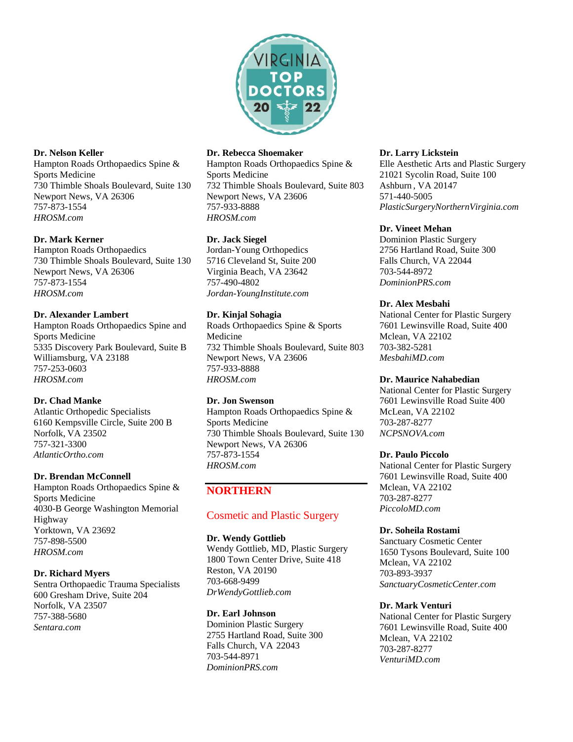**Dr. Nelson Keller**
Hampton Roads Orthopaedics Spine & Sports Medicine
730 Thimble Shoals Boulevard, Suite 130
Newport News, VA 26306
757-873-1554
*HROSM.com*

**Dr. Mark Kerner**
Hampton Roads Orthopaedics
730 Thimble Shoals Boulevard, Suite 130
Newport News, VA 26306
757-873-1554
*HROSM.com*

**Dr. Alexander Lambert**
Hampton Roads Orthopaedics Spine and Sports Medicine
5335 Discovery Park Boulevard, Suite B
Williamsburg, VA 23188
757-253-0603
*HROSM.com*

**Dr. Chad Manke**
Atlantic Orthopedic Specialists
6160 Kempsville Circle, Suite 200 B
Norfolk, VA 23502
757-321-3300
*AtlanticOrtho.com*

**Dr. Brendan McConnell**
Hampton Roads Orthopaedics Spine & Sports Medicine
4030-B George Washington Memorial Highway
Yorktown, VA 23692
757-898-5500
*HROSM.com*

**Dr. Richard Myers**
Sentra Orthopaedic Trauma Specialists
600 Gresham Drive, Suite 204
Norfolk, VA 23507
757-388-5680
*Sentara.com*

**Dr. Rebecca Shoemaker**
Hampton Roads Orthopaedics Spine & Sports Medicine
732 Thimble Shoals Boulevard, Suite 803
Newport News, VA 23606
757-933-8888
*HROSM.com*

**Dr. Jack Siegel**
Jordan-Young Orthopedics
5716 Cleveland St, Suite 200
Virginia Beach, VA 23642
757-490-4802
*Jordan-YoungInstitute.com*

**Dr. Kinjal Sohagia**
Roads Orthopaedics Spine & Sports Medicine
732 Thimble Shoals Boulevard, Suite 803
Newport News, VA 23606
757-933-8888
*HROSM.com*

**Dr. Jon Swenson**
Hampton Roads Orthopaedics Spine & Sports Medicine
730 Thimble Shoals Boulevard, Suite 130
Newport News, VA 26306
757-873-1554
*HROSM.com*

## NORTHERN

### Cosmetic and Plastic Surgery

**Dr. Wendy Gottlieb**
Wendy Gottlieb, MD, Plastic Surgery
1800 Town Center Drive, Suite 418
Reston, VA 20190
703-668-9499
*DrWendyGottlieb.com*

**Dr. Earl Johnson**
Dominion Plastic Surgery
2755 Hartland Road, Suite 300
Falls Church, VA 22043
703-544-8971
*DominionPRS.com*

**Dr. Larry Lickstein**
Elle Aesthetic Arts and Plastic Surgery
21021 Sycolin Road, Suite 100
Ashburn , VA 20147
571-440-5005
*PlasticSurgeryNorthernVirginia.com*

**Dr. Vineet Mehan**
Dominion Plastic Surgery
2756 Hartland Road, Suite 300
Falls Church, VA 22044
703-544-8972
*DominionPRS.com*

**Dr. Alex Mesbahi**
National Center for Plastic Surgery
7601 Lewinsville Road, Suite 400
Mclean, VA 22102
703-382-5281
*MesbahiMD.com*

**Dr. Maurice Nahabedian**
National Center for Plastic Surgery
7601 Lewinsville Road Suite 400
McLean, VA 22102
703-287-8277
*NCPSNOVA.com*

**Dr. Paulo Piccolo**
National Center for Plastic Surgery
7601 Lewinsville Road, Suite 400
Mclean, VA 22102
703-287-8277
*PiccoloMD.com*

**Dr. Soheila Rostami**
Sanctuary Cosmetic Center
1650 Tysons Boulevard, Suite 100
Mclean, VA 22102
703-893-3937
*SanctuaryCosmeticCenter.com*

**Dr. Mark Venturi**
National Center for Plastic Surgery
7601 Lewinsville Road, Suite 400
Mclean, VA 22102
703-287-8277
*VenturiMD.com*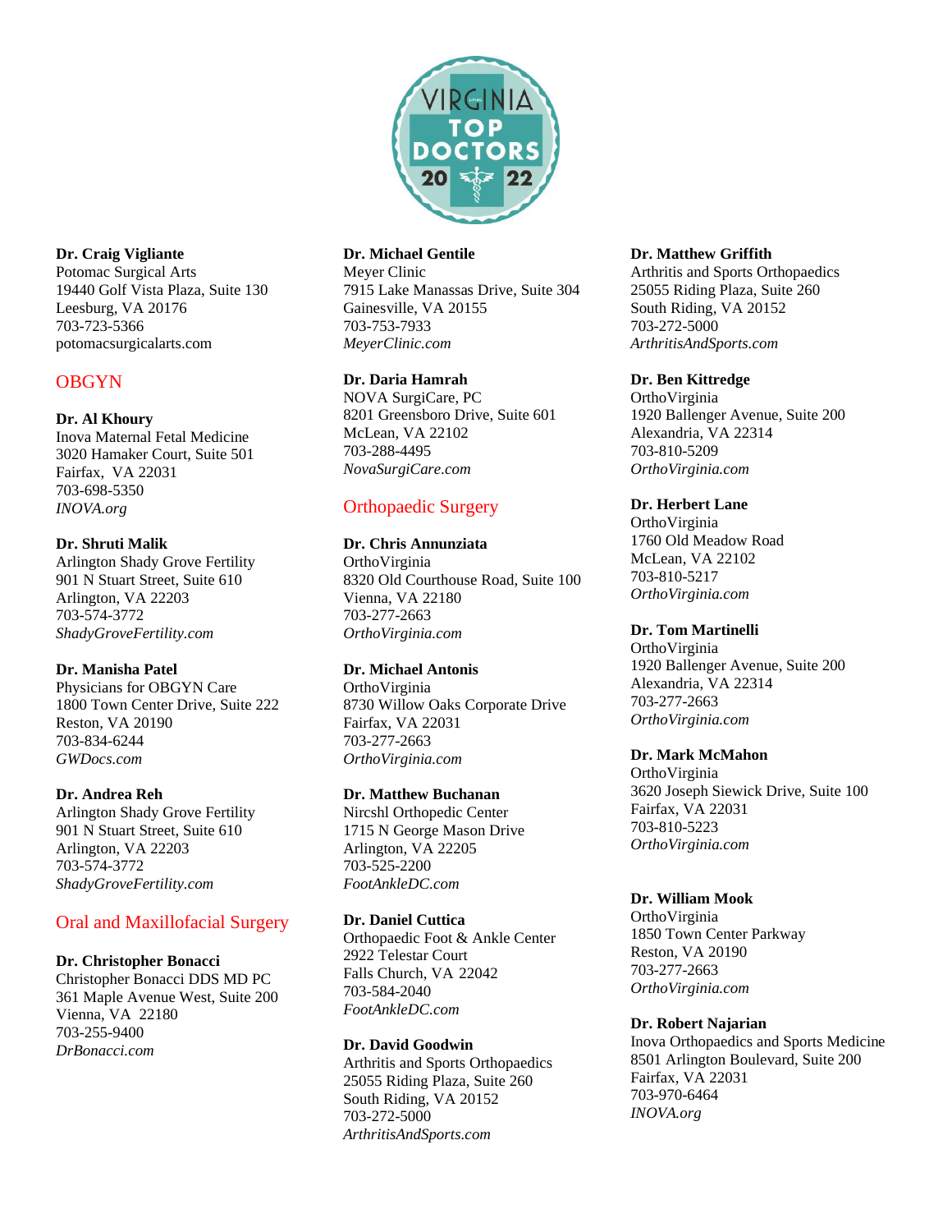**Dr. Craig Vigliante**
Potomac Surgical Arts
19440 Golf Vista Plaza, Suite 130
Leesburg, VA 20176
703-723-5366
potomacsurgicalarts.com

## OBGYN

**Dr. Al Khoury**
Inova Maternal Fetal Medicine
3020 Hamaker Court, Suite 501
Fairfax, VA 22031
703-698-5350
*INOVA.org*

**Dr. Shruti Malik**
Arlington Shady Grove Fertility
901 N Stuart Street, Suite 610
Arlington, VA 22203
703-574-3772
*ShadyGroveFertility.com*

**Dr. Manisha Patel**
Physicians for OBGYN Care
1800 Town Center Drive, Suite 222
Reston, VA 20190
703-834-6244
*GWDocs.com*

**Dr. Andrea Reh**
Arlington Shady Grove Fertility
901 N Stuart Street, Suite 610
Arlington, VA 22203
703-574-3772
*ShadyGroveFertility.com*

## Oral and Maxillofacial Surgery

**Dr. Christopher Bonacci**
Christopher Bonacci DDS MD PC
361 Maple Avenue West, Suite 200
Vienna, VA 22180
703-255-9400
*DrBonacci.com*

**Dr. Michael Gentile**
Meyer Clinic
7915 Lake Manassas Drive, Suite 304
Gainesville, VA 20155
703-753-7933
*MeyerClinic.com*

**Dr. Daria Hamrah**
NOVA SurgiCare, PC
8201 Greensboro Drive, Suite 601
McLean, VA 22102
703-288-4495
*NovaSurgiCare.com*

## Orthopaedic Surgery

**Dr. Chris Annunziata**
OrthoVirginia
8320 Old Courthouse Road, Suite 100
Vienna, VA 22180
703-277-2663
*OrthoVirginia.com*

**Dr. Michael Antonis**
OrthoVirginia
8730 Willow Oaks Corporate Drive
Fairfax, VA 22031
703-277-2663
*OrthoVirginia.com*

**Dr. Matthew Buchanan**
Nircshl Orthopedic Center
1715 N George Mason Drive
Arlington, VA 22205
703-525-2200
*FootAnkleDC.com*

**Dr. Daniel Cuttica**
Orthopaedic Foot & Ankle Center
2922 Telestar Court
Falls Church, VA 22042
703-584-2040
*FootAnkleDC.com*

**Dr. David Goodwin**
Arthritis and Sports Orthopaedics
25055 Riding Plaza, Suite 260
South Riding, VA 20152
703-272-5000
*ArthritisAndSports.com*

**Dr. Matthew Griffith**
Arthritis and Sports Orthopaedics
25055 Riding Plaza, Suite 260
South Riding, VA 20152
703-272-5000
*ArthritisAndSports.com*

**Dr. Ben Kittredge**
OrthoVirginia
1920 Ballenger Avenue, Suite 200
Alexandria, VA 22314
703-810-5209
*OrthoVirginia.com*

**Dr. Herbert Lane**
OrthoVirginia
1760 Old Meadow Road
McLean, VA 22102
703-810-5217
*OrthoVirginia.com*

**Dr. Tom Martinelli**
OrthoVirginia
1920 Ballenger Avenue, Suite 200
Alexandria, VA 22314
703-277-2663
*OrthoVirginia.com*

**Dr. Mark McMahon**
OrthoVirginia
3620 Joseph Siewick Drive, Suite 100
Fairfax, VA 22031
703-810-5223
*OrthoVirginia.com*

**Dr. William Mook**
OrthoVirginia
1850 Town Center Parkway
Reston, VA 20190
703-277-2663
*OrthoVirginia.com*

**Dr. Robert Najarian**
Inova Orthopaedics and Sports Medicine
8501 Arlington Boulevard, Suite 200
Fairfax, VA 22031
703-970-6464
*INOVA.org*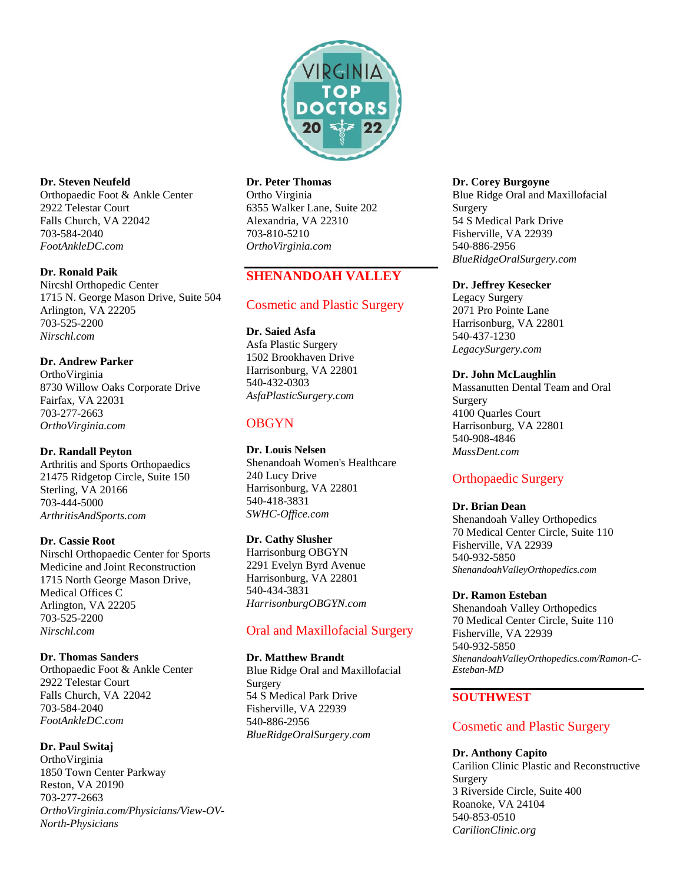**Dr. Steven Neufeld**
Orthopaedic Foot & Ankle Center
2922 Telestar Court
Falls Church, VA 22042
703-584-2040
*FootAnkleDC.com*

**Dr. Ronald Paik**
Nircshl Orthopedic Center
1715 N. George Mason Drive, Suite 504
Arlington, VA 22205
703-525-2200
*Nirschl.com*

**Dr. Andrew Parker**
OrthoVirginia
8730 Willow Oaks Corporate Drive
Fairfax, VA 22031
703-277-2663
*OrthoVirginia.com*

**Dr. Randall Peyton**
Arthritis and Sports Orthopaedics
21475 Ridgetop Circle, Suite 150
Sterling, VA 20166
703-444-5000
*ArthritisAndSports.com*

**Dr. Cassie Root**
Nirschl Orthopaedic Center for Sports Medicine and Joint Reconstruction
1715 North George Mason Drive, Medical Offices C
Arlington, VA 22205
703-525-2200
*Nirschl.com*

**Dr. Thomas Sanders**
Orthopaedic Foot & Ankle Center
2922 Telestar Court
Falls Church, VA 22042
703-584-2040
*FootAnkleDC.com*

**Dr. Paul Switaj**
OrthoVirginia
1850 Town Center Parkway
Reston, VA 20190
703-277-2663
*OrthoVirginia.com/Physicians/View-OV-North-Physicians*

**Dr. Peter Thomas**
Ortho Virginia
6355 Walker Lane, Suite 202
Alexandria, VA 22310
703-810-5210
*OrthoVirginia.com*

## SHENANDOAH VALLEY

### Cosmetic and Plastic Surgery

**Dr. Saied Asfa**
Asfa Plastic Surgery
1502 Brookhaven Drive
Harrisonburg, VA 22801
540-432-0303
*AsfaPlasticSurgery.com*

### OBGYN

**Dr. Louis Nelsen**
Shenandoah Women's Healthcare
240 Lucy Drive
Harrisonburg, VA 22801
540-418-3831
*SWHC-Office.com*

**Dr. Cathy Slusher**
Harrisonburg OBGYN
2291 Evelyn Byrd Avenue
Harrisonburg, VA 22801
540-434-3831
*HarrisonburgOBGYN.com*

### Oral and Maxillofacial Surgery

**Dr. Matthew Brandt**
Blue Ridge Oral and Maxillofacial Surgery
54 S Medical Park Drive
Fisherville, VA 22939
540-886-2956
*BlueRidgeOralSurgery.com*

**Dr. Corey Burgoyne**
Blue Ridge Oral and Maxillofacial Surgery
54 S Medical Park Drive
Fisherville, VA 22939
540-886-2956
*BlueRidgeOralSurgery.com*

**Dr. Jeffrey Kesecker**
Legacy Surgery
2071 Pro Pointe Lane
Harrisonburg, VA 22801
540-437-1230
*LegacySurgery.com*

**Dr. John McLaughlin**
Massanutten Dental Team and Oral Surgery
4100 Quarles Court
Harrisonburg, VA 22801
540-908-4846
*MassDent.com*

### Orthopaedic Surgery

**Dr. Brian Dean**
Shenandoah Valley Orthopedics
70 Medical Center Circle, Suite 110
Fisherville, VA 22939
540-932-5850
*ShenandoahValleyOrthopedics.com*

**Dr. Ramon Esteban**
Shenandoah Valley Orthopedics
70 Medical Center Circle, Suite 110
Fisherville, VA 22939
540-932-5850
*ShenandoahValleyOrthopedics.com/Ramon-C-Esteban-MD*

## SOUTHWEST

### Cosmetic and Plastic Surgery

**Dr. Anthony Capito**
Carilion Clinic Plastic and Reconstructive Surgery
3 Riverside Circle, Suite 400
Roanoke, VA 24104
540-853-0510
*CarilionClinic.org*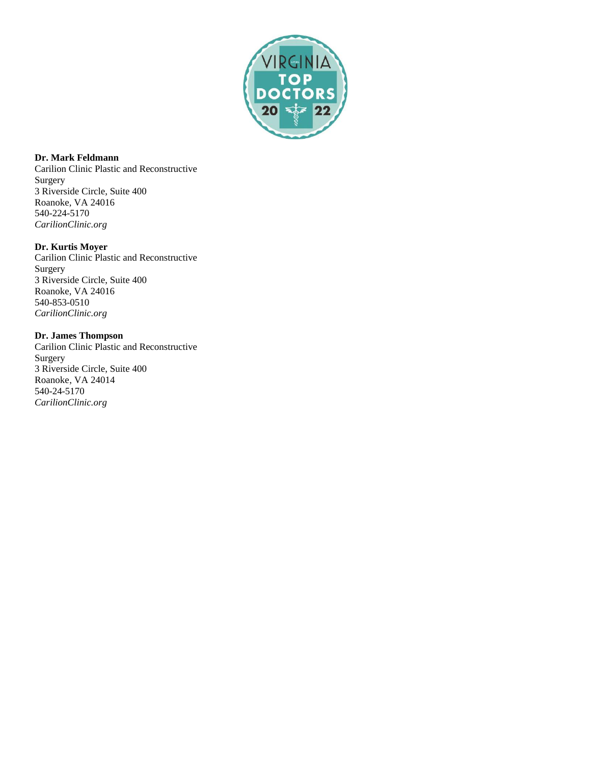**Dr. Mark Feldmann**
Carilion Clinic Plastic and Reconstructive Surgery
3 Riverside Circle, Suite 400
Roanoke, VA 24016
540-224-5170
*CarilionClinic.org*

**Dr. Kurtis Moyer**
Carilion Clinic Plastic and Reconstructive Surgery
3 Riverside Circle, Suite 400
Roanoke, VA 24016
540-853-0510
*CarilionClinic.org*

**Dr. James Thompson**
Carilion Clinic Plastic and Reconstructive Surgery
3 Riverside Circle, Suite 400
Roanoke, VA 24014
540-24-5170
*CarilionClinic.org*